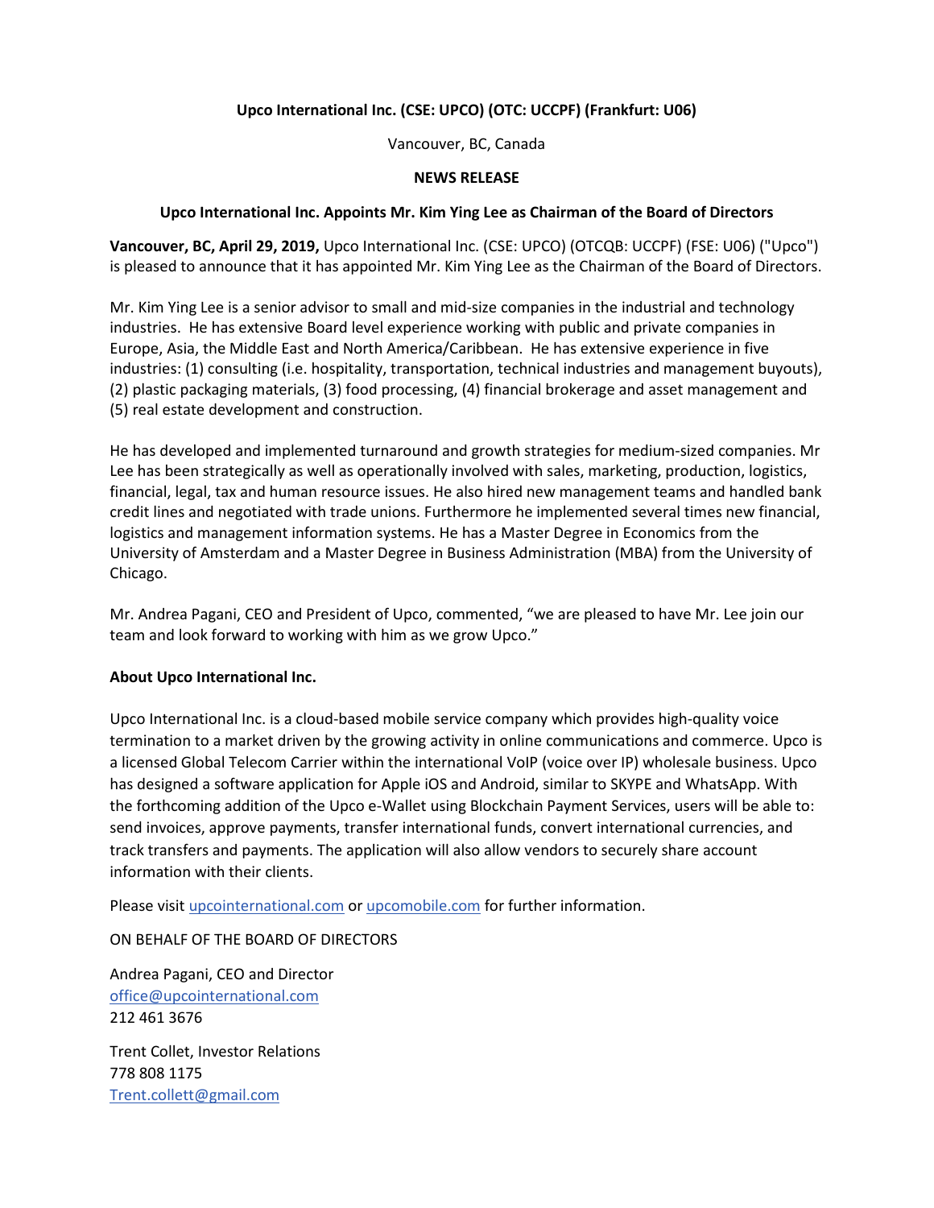**Upco International Inc. (CSE: UPCO) (OTC: UCCPF) (Frankfurt: U06)**

Vancouver, BC, Canada

**NEWS RELEASE**

**Upco International Inc. Appoints Mr. Kim Ying Lee as Chairman of the Board of Directors**

**Vancouver, BC, April 29, 2019,** Upco International Inc. (CSE: UPCO) (OTCQB: UCCPF) (FSE: U06) ("Upco") is pleased to announce that it has appointed Mr. Kim Ying Lee as the Chairman of the Board of Directors.

Mr. Kim Ying Lee is a senior advisor to small and mid-size companies in the industrial and technology industries. He has extensive Board level experience working with public and private companies in Europe, Asia, the Middle East and North America/Caribbean. He has extensive experience in five industries: (1) consulting (i.e. hospitality, transportation, technical industries and management buyouts), (2) plastic packaging materials, (3) food processing, (4) financial brokerage and asset management and (5) real estate development and construction.

He has developed and implemented turnaround and growth strategies for medium-sized companies. Mr Lee has been strategically as well as operationally involved with sales, marketing, production, logistics, financial, legal, tax and human resource issues. He also hired new management teams and handled bank credit lines and negotiated with trade unions. Furthermore he implemented several times new financial, logistics and management information systems. He has a Master Degree in Economics from the University of Amsterdam and a Master Degree in Business Administration (MBA) from the University of Chicago.

Mr. Andrea Pagani, CEO and President of Upco, commented, "we are pleased to have Mr. Lee join our team and look forward to working with him as we grow Upco."

**About Upco International Inc.**

Upco International Inc. is a cloud-based mobile service company which provides high-quality voice termination to a market driven by the growing activity in online communications and commerce. Upco is a licensed Global Telecom Carrier within the international VoIP (voice over IP) wholesale business. Upco has designed a software application for Apple iOS and Android, similar to SKYPE and WhatsApp. With the forthcoming addition of the Upco e-Wallet using Blockchain Payment Services, users will be able to: send invoices, approve payments, transfer international funds, convert international currencies, and track transfers and payments. The application will also allow vendors to securely share account information with their clients.

Please visit upcointernational.com or upcomobile.com for further information.

ON BEHALF OF THE BOARD OF DIRECTORS

Andrea Pagani, CEO and Director
office@upcointernational.com
212 461 3676

Trent Collet, Investor Relations
778 808 1175
Trent.collett@gmail.com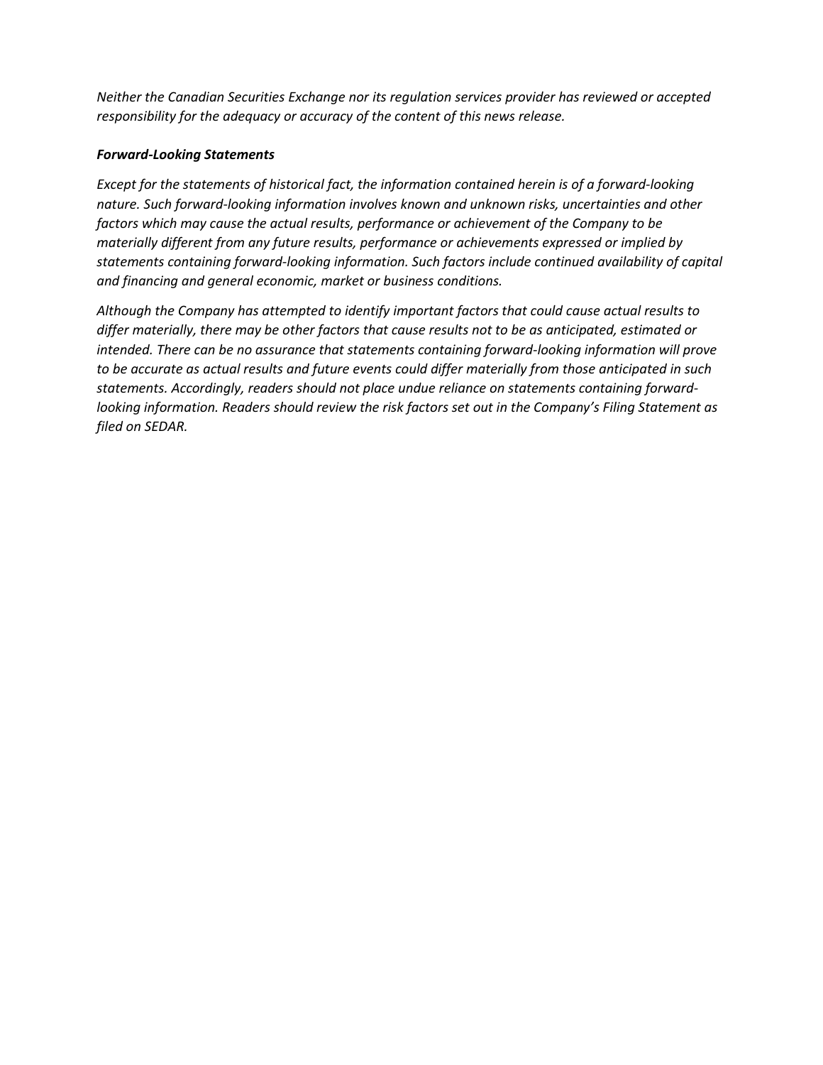*Neither the Canadian Securities Exchange nor its regulation services provider has reviewed or accepted responsibility for the adequacy or accuracy of the content of this news release.*

***Forward-Looking Statements***

*Except for the statements of historical fact, the information contained herein is of a forward-looking nature. Such forward-looking information involves known and unknown risks, uncertainties and other factors which may cause the actual results, performance or achievement of the Company to be materially different from any future results, performance or achievements expressed or implied by statements containing forward-looking information. Such factors include continued availability of capital and financing and general economic, market or business conditions.*

*Although the Company has attempted to identify important factors that could cause actual results to differ materially, there may be other factors that cause results not to be as anticipated, estimated or intended. There can be no assurance that statements containing forward-looking information will prove to be accurate as actual results and future events could differ materially from those anticipated in such statements. Accordingly, readers should not place undue reliance on statements containing forward-looking information. Readers should review the risk factors set out in the Company's Filing Statement as filed on SEDAR.*